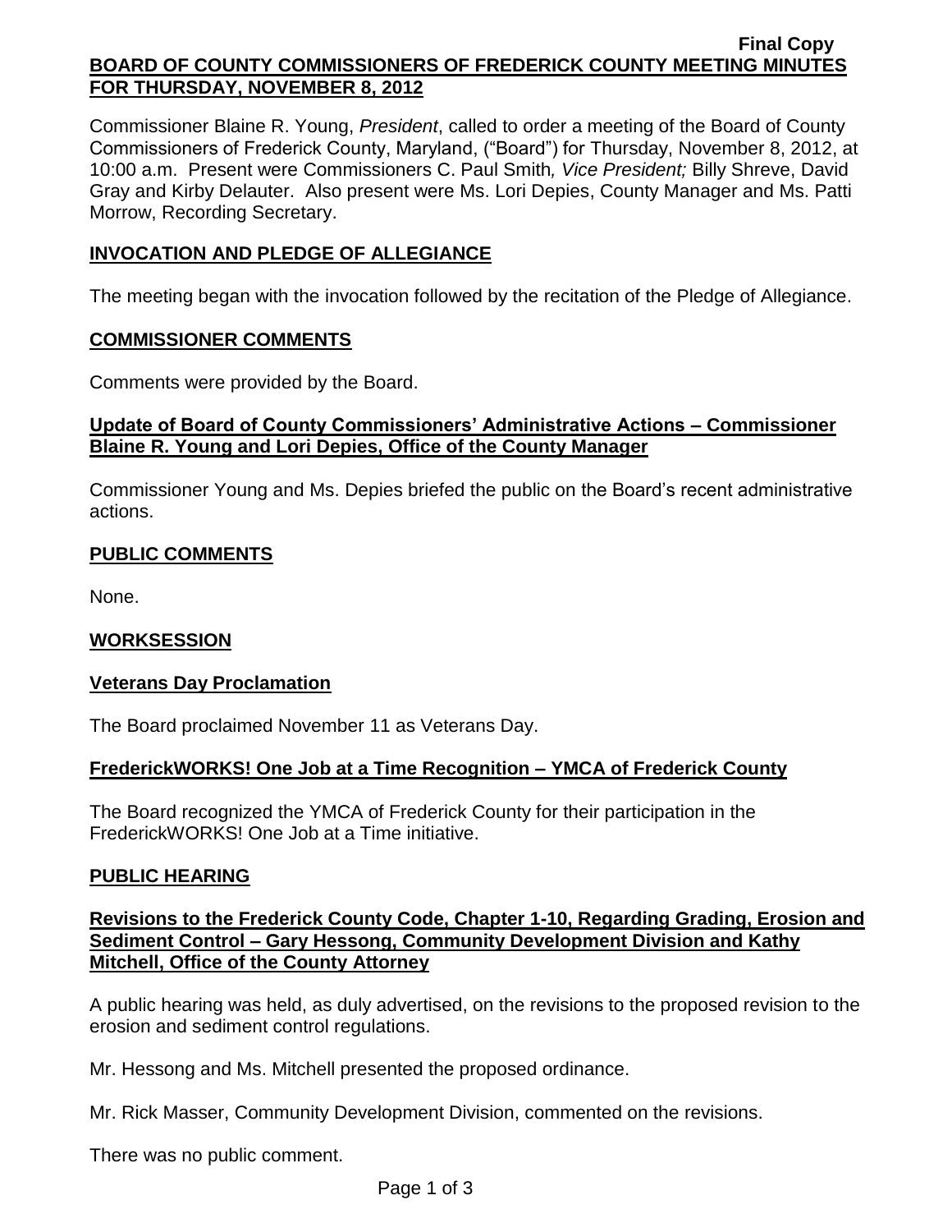Final Copy

**BOARD OF COUNTY COMMISSIONERS OF FREDERICK COUNTY MEETING MINUTES FOR THURSDAY, NOVEMBER 8, 2012**

Commissioner Blaine R. Young, *President*, called to order a meeting of the Board of County Commissioners of Frederick County, Maryland, ("Board") for Thursday, November 8, 2012, at 10:00 a.m. Present were Commissioners C. Paul Smith*, Vice President;* Billy Shreve, David Gray and Kirby Delauter. Also present were Ms. Lori Depies, County Manager and Ms. Patti Morrow, Recording Secretary.

## INVOCATION AND PLEDGE OF ALLEGIANCE

The meeting began with the invocation followed by the recitation of the Pledge of Allegiance.

## COMMISSIONER COMMENTS

Comments were provided by the Board.

### Update of Board of County Commissioners' Administrative Actions – Commissioner Blaine R. Young and Lori Depies, Office of the County Manager

Commissioner Young and Ms. Depies briefed the public on the Board's recent administrative actions.

## PUBLIC COMMENTS

None.

## WORKSESSION

### Veterans Day Proclamation

The Board proclaimed November 11 as Veterans Day.

### FrederickWORKS! One Job at a Time Recognition – YMCA of Frederick County

The Board recognized the YMCA of Frederick County for their participation in the FrederickWORKS! One Job at a Time initiative.

## PUBLIC HEARING

### Revisions to the Frederick County Code, Chapter 1-10, Regarding Grading, Erosion and Sediment Control – Gary Hessong, Community Development Division and Kathy Mitchell, Office of the County Attorney

A public hearing was held, as duly advertised, on the revisions to the proposed revision to the erosion and sediment control regulations.

Mr. Hessong and Ms. Mitchell presented the proposed ordinance.

Mr. Rick Masser, Community Development Division, commented on the revisions.

There was no public comment.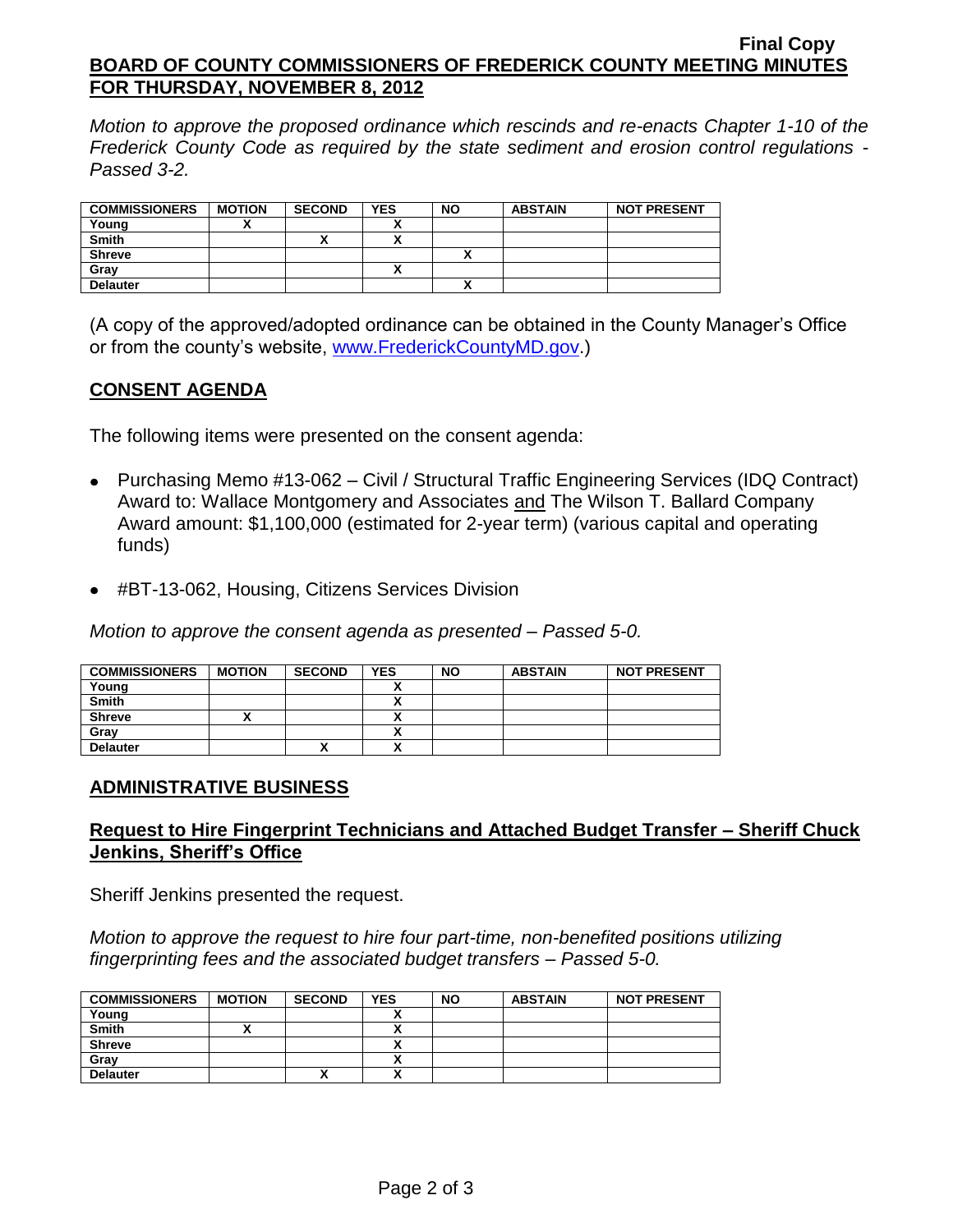*Motion to approve the proposed ordinance which rescinds and re-enacts Chapter 1-10 of the Frederick County Code as required by the state sediment and erosion control regulations - Passed 3-2.*

| COMMISSIONERS | MOTION | SECOND | YES | NO | ABSTAIN | NOT PRESENT |
|---|---|---|---|---|---|---|
| Young | X | | X | | | |
| Smith | | X | X | | | |
| Shreve | | | | X | | |
| Gray | | | X | | | |
| Delauter | | | | X | | |

(A copy of the approved/adopted ordinance can be obtained in the County Manager's Office or from the county's website, www.FrederickCountyMD.gov.)

## CONSENT AGENDA

The following items were presented on the consent agenda:

- Purchasing Memo #13-062 – Civil / Structural Traffic Engineering Services (IDQ Contract) Award to: Wallace Montgomery and Associates and The Wilson T. Ballard Company Award amount: $1,100,000 (estimated for 2-year term) (various capital and operating funds)
- #BT-13-062, Housing, Citizens Services Division

*Motion to approve the consent agenda as presented – Passed 5-0.*

| COMMISSIONERS | MOTION | SECOND | YES | NO | ABSTAIN | NOT PRESENT |
|---|---|---|---|---|---|---|
| Young | | | X | | | |
| Smith | | | X | | | |
| Shreve | X | | X | | | |
| Gray | | | X | | | |
| Delauter | | X | X | | | |

## ADMINISTRATIVE BUSINESS

### Request to Hire Fingerprint Technicians and Attached Budget Transfer – Sheriff Chuck Jenkins, Sheriff's Office

Sheriff Jenkins presented the request.

*Motion to approve the request to hire four part-time, non-benefited positions utilizing fingerprinting fees and the associated budget transfers – Passed 5-0.*

| COMMISSIONERS | MOTION | SECOND | YES | NO | ABSTAIN | NOT PRESENT |
|---|---|---|---|---|---|---|
| Young | | | X | | | |
| Smith | X | | X | | | |
| Shreve | | | X | | | |
| Gray | | | X | | | |
| Delauter | | X | X | | | |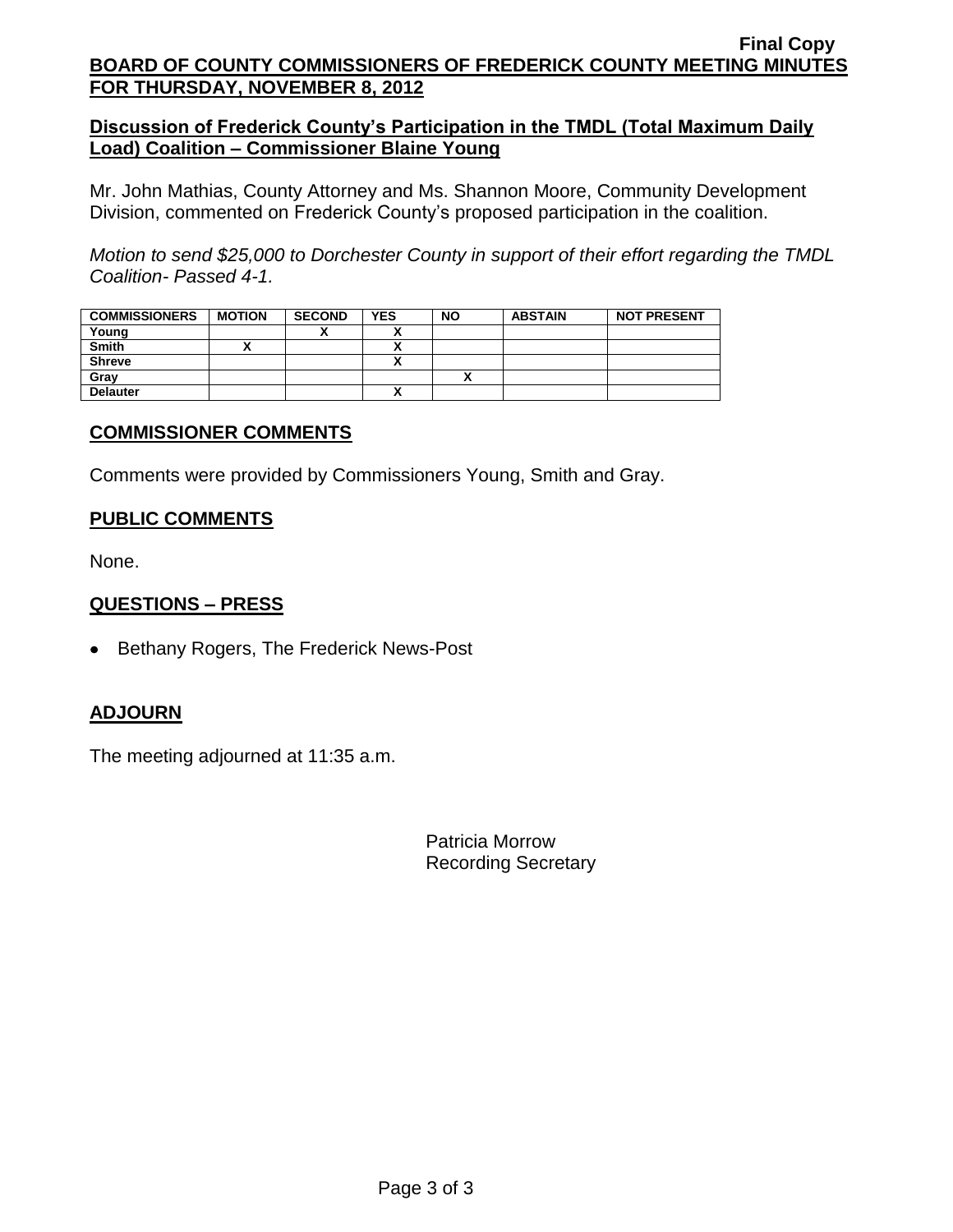## Discussion of Frederick County's Participation in the TMDL (Total Maximum Daily Load) Coalition – Commissioner Blaine Young

Mr. John Mathias, County Attorney and Ms. Shannon Moore, Community Development Division, commented on Frederick County's proposed participation in the coalition.

*Motion to send $25,000 to Dorchester County in support of their effort regarding the TMDL Coalition- Passed 4-1.*

| COMMISSIONERS | MOTION | SECOND | YES | NO | ABSTAIN | NOT PRESENT |
|---|---|---|---|---|---|---|
| Young | | X | X | | | |
| Smith | X | | X | | | |
| Shreve | | | X | | | |
| Gray | | | | X | | |
| Delauter | | | X | | | |

## COMMISSIONER COMMENTS

Comments were provided by Commissioners Young, Smith and Gray.

## PUBLIC COMMENTS

None.

## QUESTIONS – PRESS

- Bethany Rogers, The Frederick News-Post

## ADJOURN

The meeting adjourned at 11:35 a.m.

Patricia Morrow
Recording Secretary